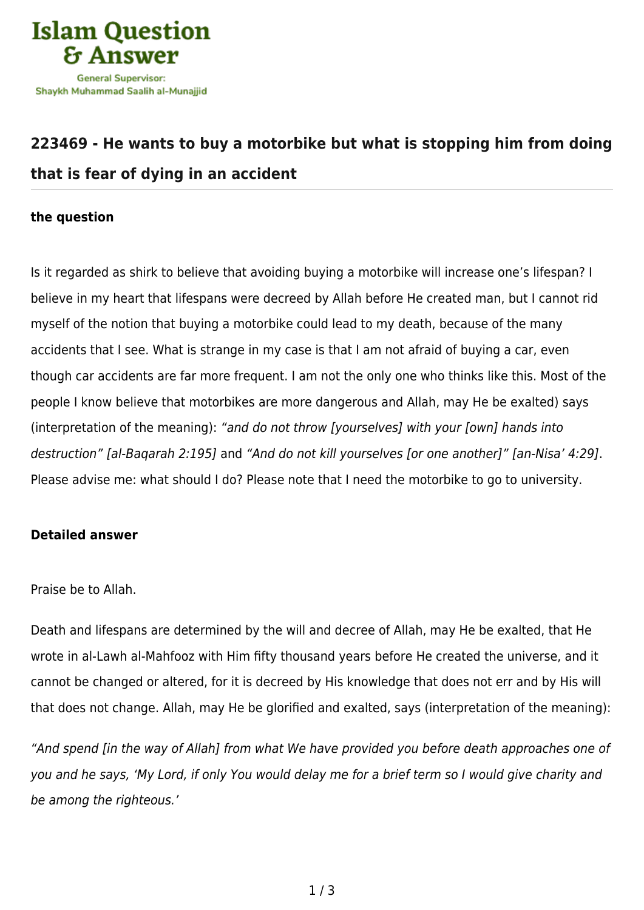# 223469 - He wants to buy a motorbike but what is stopping him from doing that is fear of dying in an accident

### the question

Is it regarded as shirk to believe that avoiding buying a motorbike will increase one's lifespan? I believe in my heart that lifespans were decreed by Allah before He created man, but I cannot rid myself of the notion that buying a motorbike could lead to my death, because of the many accidents that I see. What is strange in my case is that I am not afraid of buying a car, even though car accidents are far more frequent. I am not the only one who thinks like this. Most of the people I know believe that motorbikes are more dangerous and Allah, may He be exalted) says (interpretation of the meaning): *"and do not throw [yourselves] with your [own] hands into destruction" [al-Baqarah 2:195]* and *"And do not kill yourselves [or one another]" [an-Nisa' 4:29]*. Please advise me: what should I do? Please note that I need the motorbike to go to university.

### Detailed answer

Praise be to Allah.

Death and lifespans are determined by the will and decree of Allah, may He be exalted, that He wrote in al-Lawh al-Mahfooz with Him fifty thousand years before He created the universe, and it cannot be changed or altered, for it is decreed by His knowledge that does not err and by His will that does not change. Allah, may He be glorified and exalted, says (interpretation of the meaning):

*"And spend [in the way of Allah] from what We have provided you before death approaches one of you and he says, 'My Lord, if only You would delay me for a brief term so I would give charity and be among the righteous.'*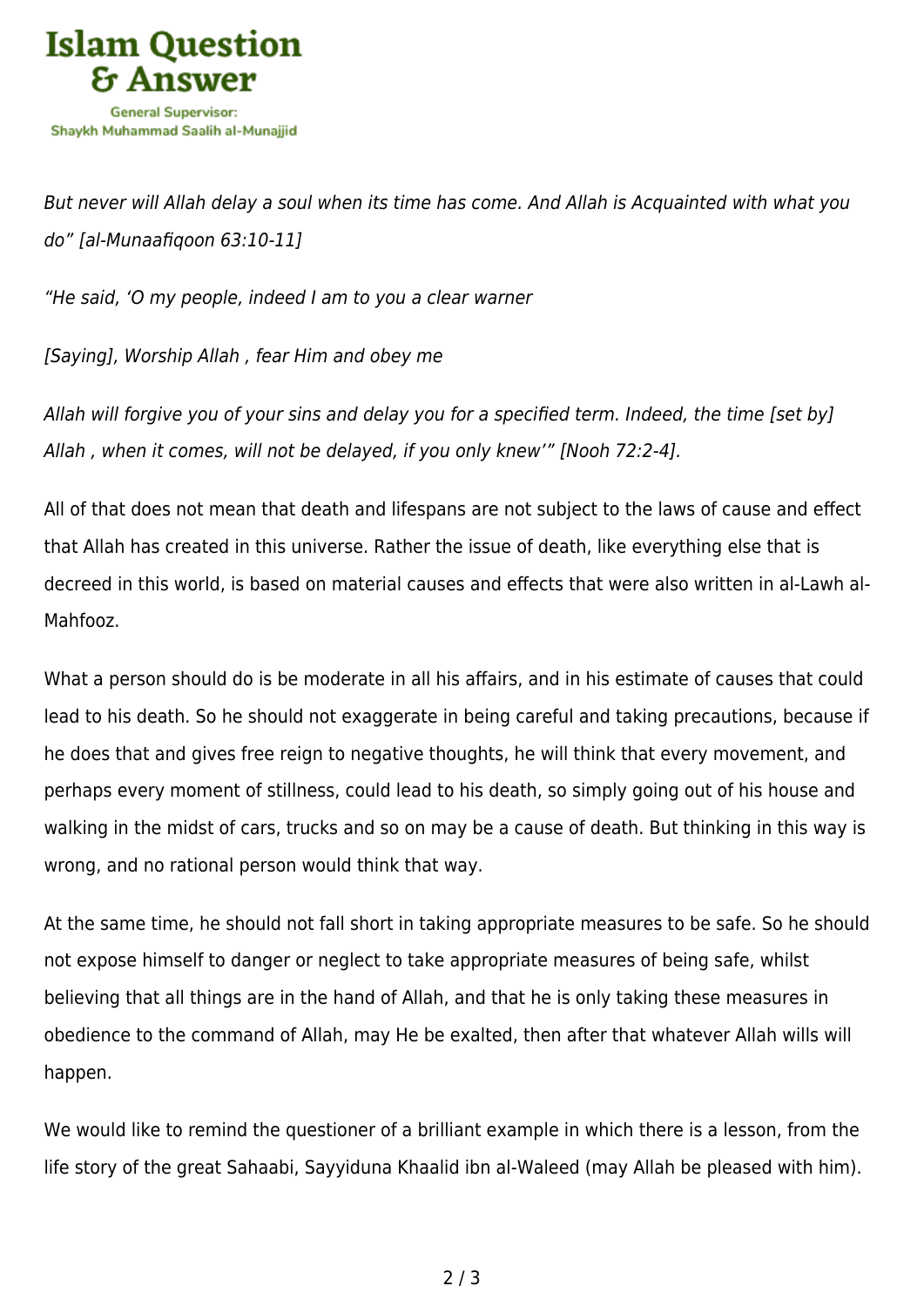*But never will Allah delay a soul when its time has come. And Allah is Acquainted with what you do" [al-Munaafiqoon 63:10-11]*

*"He said, 'O my people, indeed I am to you a clear warner*

*[Saying], Worship Allah , fear Him and obey me*

*Allah will forgive you of your sins and delay you for a specified term. Indeed, the time [set by] Allah , when it comes, will not be delayed, if you only knew'" [Nooh 72:2-4].*

All of that does not mean that death and lifespans are not subject to the laws of cause and effect that Allah has created in this universe. Rather the issue of death, like everything else that is decreed in this world, is based on material causes and effects that were also written in al-Lawh al-Mahfooz.

What a person should do is be moderate in all his affairs, and in his estimate of causes that could lead to his death. So he should not exaggerate in being careful and taking precautions, because if he does that and gives free reign to negative thoughts, he will think that every movement, and perhaps every moment of stillness, could lead to his death, so simply going out of his house and walking in the midst of cars, trucks and so on may be a cause of death. But thinking in this way is wrong, and no rational person would think that way.

At the same time, he should not fall short in taking appropriate measures to be safe. So he should not expose himself to danger or neglect to take appropriate measures of being safe, whilst believing that all things are in the hand of Allah, and that he is only taking these measures in obedience to the command of Allah, may He be exalted, then after that whatever Allah wills will happen.

We would like to remind the questioner of a brilliant example in which there is a lesson, from the life story of the great Sahaabi, Sayyiduna Khaalid ibn al-Waleed (may Allah be pleased with him).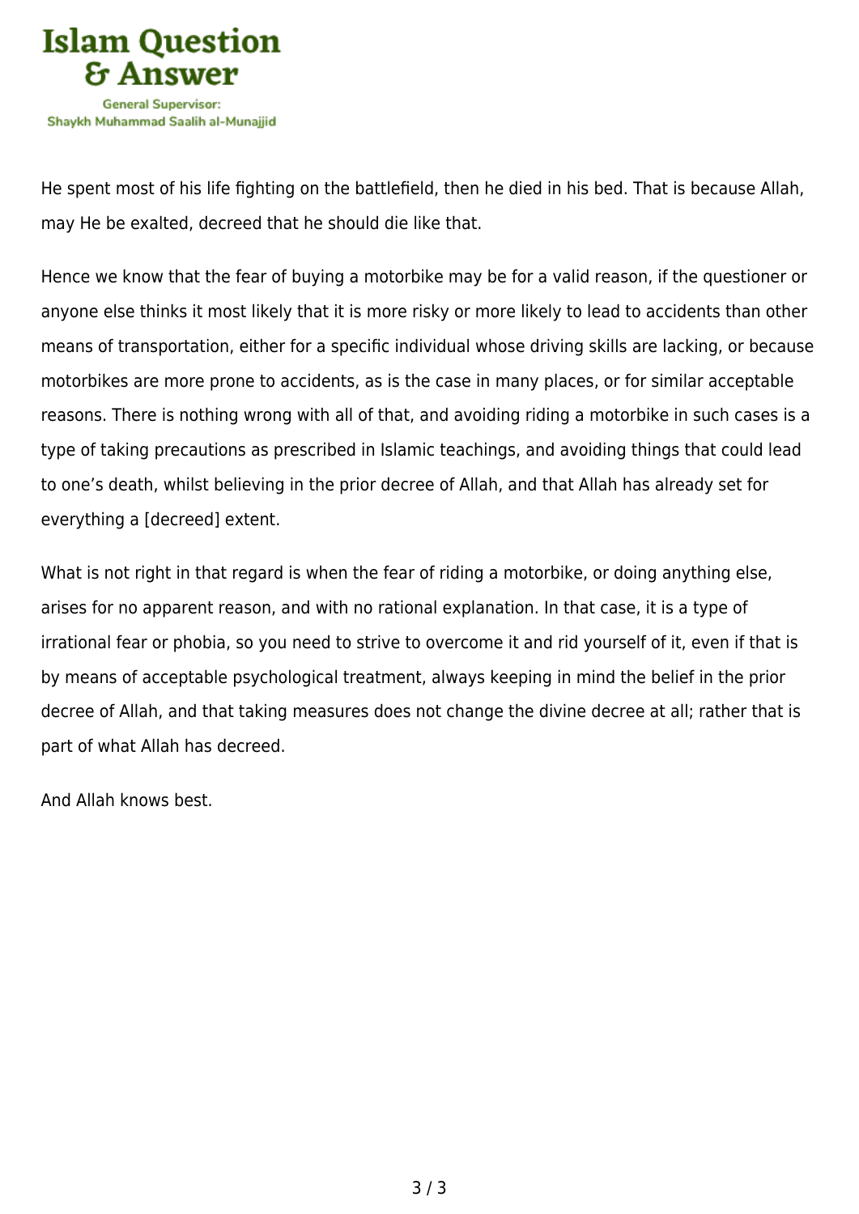He spent most of his life fighting on the battlefield, then he died in his bed. That is because Allah, may He be exalted, decreed that he should die like that.

Hence we know that the fear of buying a motorbike may be for a valid reason, if the questioner or anyone else thinks it most likely that it is more risky or more likely to lead to accidents than other means of transportation, either for a specific individual whose driving skills are lacking, or because motorbikes are more prone to accidents, as is the case in many places, or for similar acceptable reasons. There is nothing wrong with all of that, and avoiding riding a motorbike in such cases is a type of taking precautions as prescribed in Islamic teachings, and avoiding things that could lead to one's death, whilst believing in the prior decree of Allah, and that Allah has already set for everything a [decreed] extent.

What is not right in that regard is when the fear of riding a motorbike, or doing anything else, arises for no apparent reason, and with no rational explanation. In that case, it is a type of irrational fear or phobia, so you need to strive to overcome it and rid yourself of it, even if that is by means of acceptable psychological treatment, always keeping in mind the belief in the prior decree of Allah, and that taking measures does not change the divine decree at all; rather that is part of what Allah has decreed.

And Allah knows best.